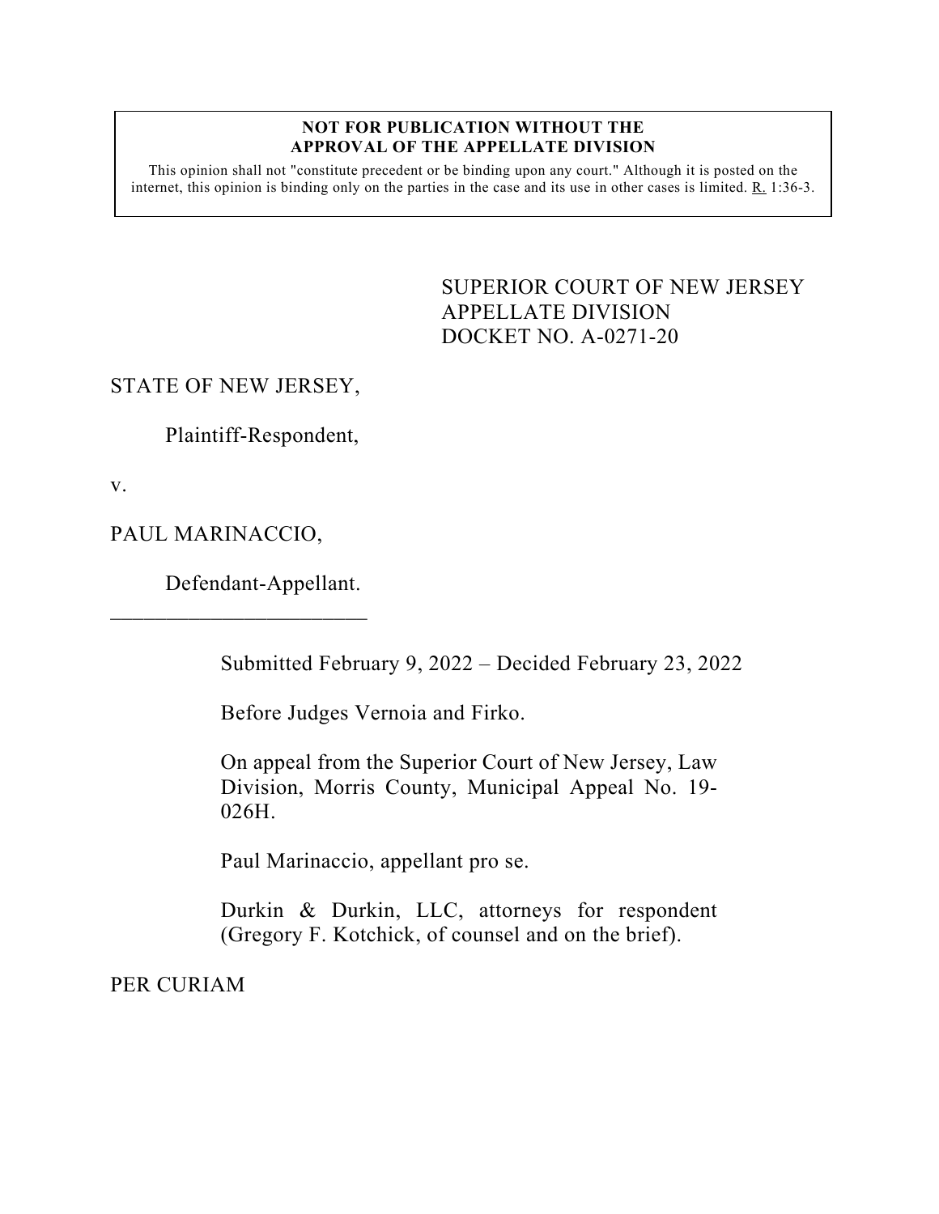**NOT FOR PUBLICATION WITHOUT THE APPROVAL OF THE APPELLATE DIVISION**

This opinion shall not "constitute precedent or be binding upon any court." Although it is posted on the internet, this opinion is binding only on the parties in the case and its use in other cases is limited. R. 1:36-3.

SUPERIOR COURT OF NEW JERSEY
APPELLATE DIVISION
DOCKET NO. A-0271-20

STATE OF NEW JERSEY,

Plaintiff-Respondent,

v.

PAUL MARINACCIO,

Defendant-Appellant.

\_\_\_\_\_\_\_\_\_\_\_\_\_\_\_\_\_\_\_\_\_\_\_\_

Submitted February 9, 2022 – Decided February 23, 2022

Before Judges Vernoia and Firko.

On appeal from the Superior Court of New Jersey, Law Division, Morris County, Municipal Appeal No. 19-026H.

Paul Marinaccio, appellant pro se.

Durkin & Durkin, LLC, attorneys for respondent (Gregory F. Kotchick, of counsel and on the brief).

PER CURIAM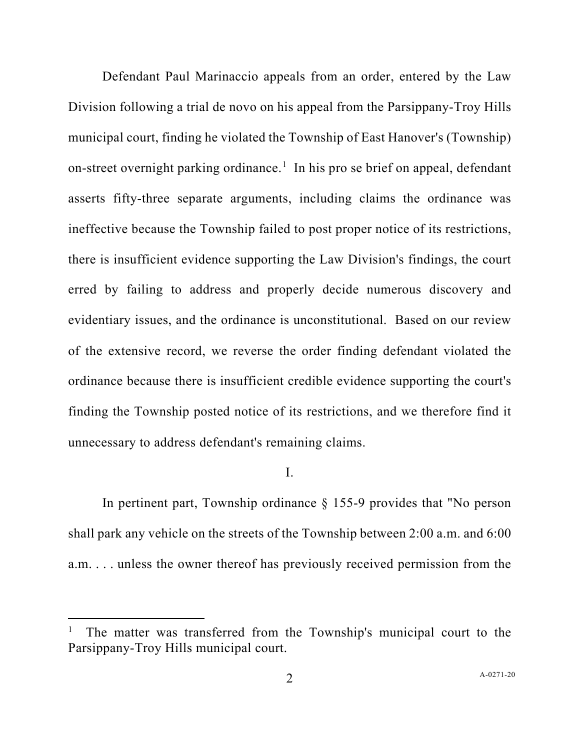Defendant Paul Marinaccio appeals from an order, entered by the Law Division following a trial de novo on his appeal from the Parsippany-Troy Hills municipal court, finding he violated the Township of East Hanover's (Township) on-street overnight parking ordinance.[1] In his pro se brief on appeal, defendant asserts fifty-three separate arguments, including claims the ordinance was ineffective because the Township failed to post proper notice of its restrictions, there is insufficient evidence supporting the Law Division's findings, the court erred by failing to address and properly decide numerous discovery and evidentiary issues, and the ordinance is unconstitutional. Based on our review of the extensive record, we reverse the order finding defendant violated the ordinance because there is insufficient credible evidence supporting the court's finding the Township posted notice of its restrictions, and we therefore find it unnecessary to address defendant's remaining claims.

I.

In pertinent part, Township ordinance § 155-9 provides that "No person shall park any vehicle on the streets of the Township between 2:00 a.m. and 6:00 a.m. . . . unless the owner thereof has previously received permission from the

---

[1] The matter was transferred from the Township's municipal court to the Parsippany-Troy Hills municipal court.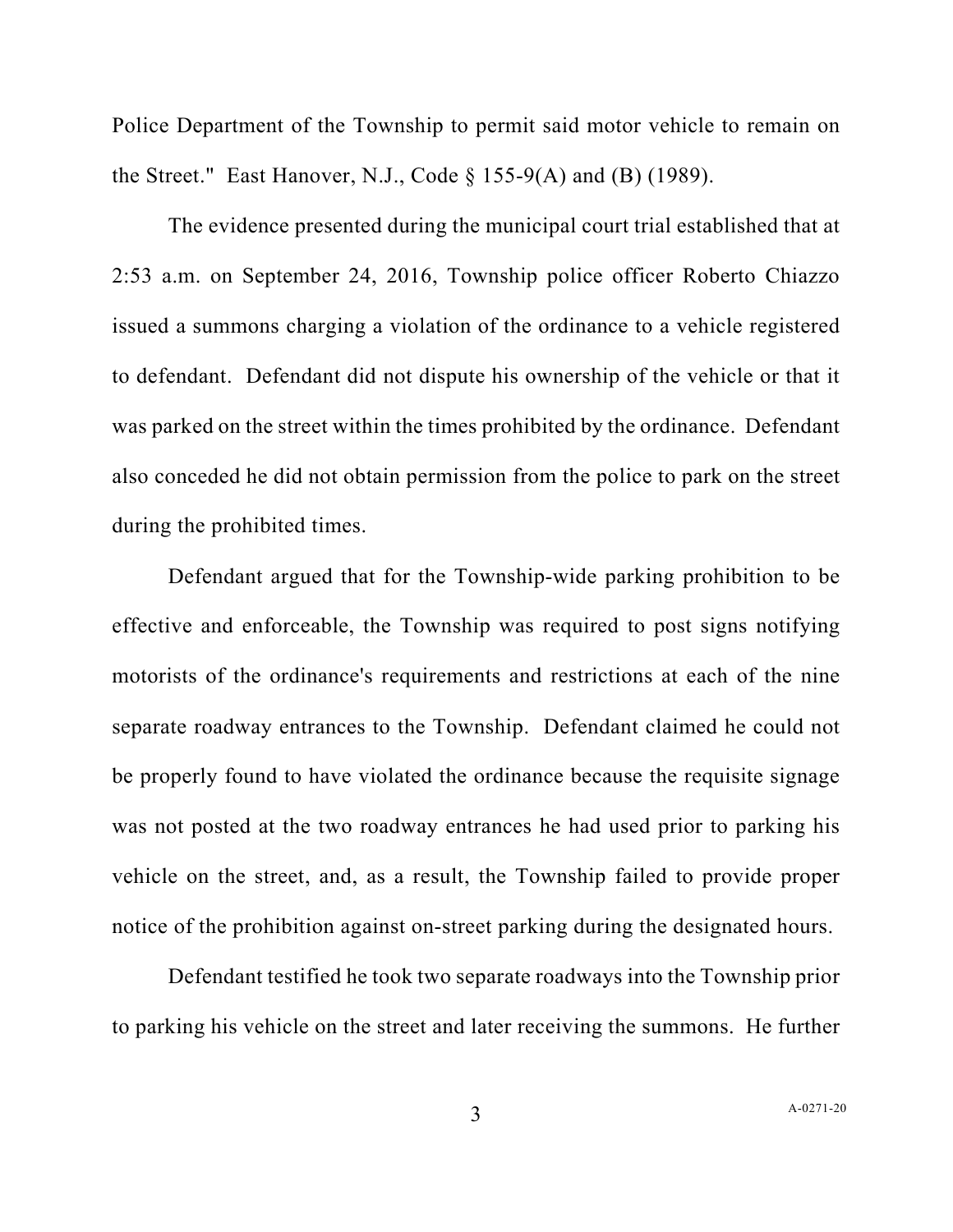Police Department of the Township to permit said motor vehicle to remain on the Street." East Hanover, N.J., Code § 155-9(A) and (B) (1989).

The evidence presented during the municipal court trial established that at 2:53 a.m. on September 24, 2016, Township police officer Roberto Chiazzo issued a summons charging a violation of the ordinance to a vehicle registered to defendant. Defendant did not dispute his ownership of the vehicle or that it was parked on the street within the times prohibited by the ordinance. Defendant also conceded he did not obtain permission from the police to park on the street during the prohibited times.

Defendant argued that for the Township-wide parking prohibition to be effective and enforceable, the Township was required to post signs notifying motorists of the ordinance's requirements and restrictions at each of the nine separate roadway entrances to the Township. Defendant claimed he could not be properly found to have violated the ordinance because the requisite signage was not posted at the two roadway entrances he had used prior to parking his vehicle on the street, and, as a result, the Township failed to provide proper notice of the prohibition against on-street parking during the designated hours.

Defendant testified he took two separate roadways into the Township prior to parking his vehicle on the street and later receiving the summons. He further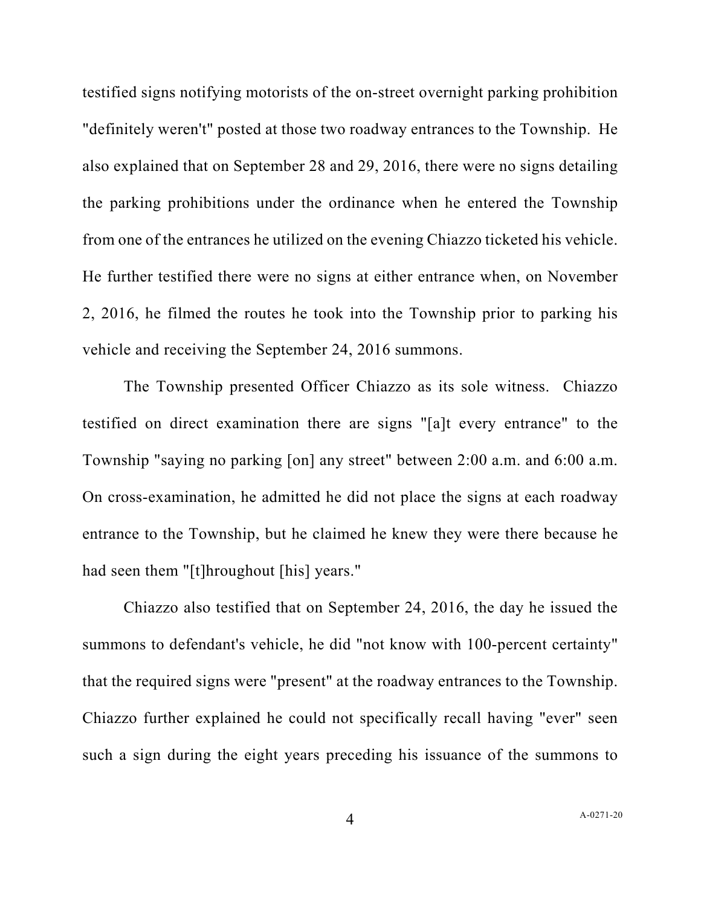testified signs notifying motorists of the on-street overnight parking prohibition "definitely weren't" posted at those two roadway entrances to the Township. He also explained that on September 28 and 29, 2016, there were no signs detailing the parking prohibitions under the ordinance when he entered the Township from one of the entrances he utilized on the evening Chiazzo ticketed his vehicle. He further testified there were no signs at either entrance when, on November 2, 2016, he filmed the routes he took into the Township prior to parking his vehicle and receiving the September 24, 2016 summons.

The Township presented Officer Chiazzo as its sole witness. Chiazzo testified on direct examination there are signs "[a]t every entrance" to the Township "saying no parking [on] any street" between 2:00 a.m. and 6:00 a.m. On cross-examination, he admitted he did not place the signs at each roadway entrance to the Township, but he claimed he knew they were there because he had seen them "[t]hroughout [his] years."

Chiazzo also testified that on September 24, 2016, the day he issued the summons to defendant's vehicle, he did "not know with 100-percent certainty" that the required signs were "present" at the roadway entrances to the Township. Chiazzo further explained he could not specifically recall having "ever" seen such a sign during the eight years preceding his issuance of the summons to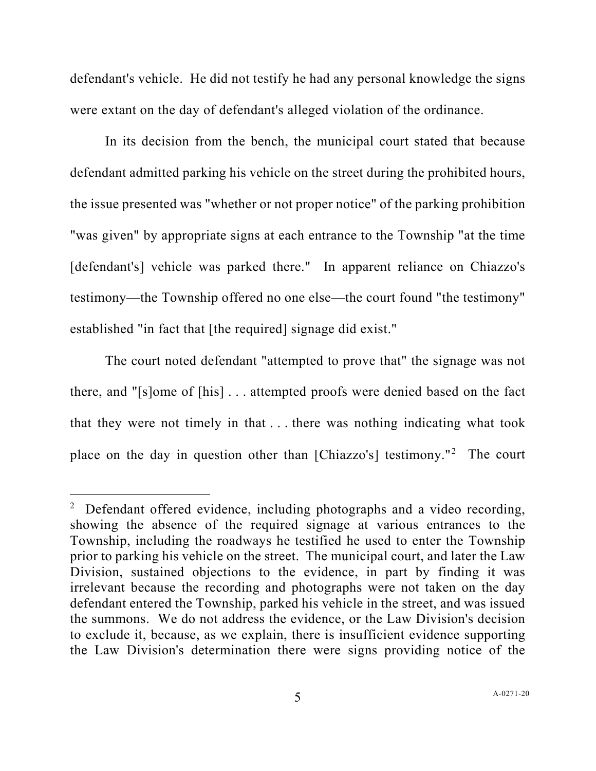defendant's vehicle. He did not testify he had any personal knowledge the signs were extant on the day of defendant's alleged violation of the ordinance.

In its decision from the bench, the municipal court stated that because defendant admitted parking his vehicle on the street during the prohibited hours, the issue presented was "whether or not proper notice" of the parking prohibition "was given" by appropriate signs at each entrance to the Township "at the time [defendant's] vehicle was parked there." In apparent reliance on Chiazzo's testimony—the Township offered no one else—the court found "the testimony" established "in fact that [the required] signage did exist."

The court noted defendant "attempted to prove that" the signage was not there, and "[s]ome of [his] . . . attempted proofs were denied based on the fact that they were not timely in that . . . there was nothing indicating what took place on the day in question other than [Chiazzo's] testimony."[2] The court

---

[2] Defendant offered evidence, including photographs and a video recording, showing the absence of the required signage at various entrances to the Township, including the roadways he testified he used to enter the Township prior to parking his vehicle on the street. The municipal court, and later the Law Division, sustained objections to the evidence, in part by finding it was irrelevant because the recording and photographs were not taken on the day defendant entered the Township, parked his vehicle in the street, and was issued the summons. We do not address the evidence, or the Law Division's decision to exclude it, because, as we explain, there is insufficient evidence supporting the Law Division's determination there were signs providing notice of the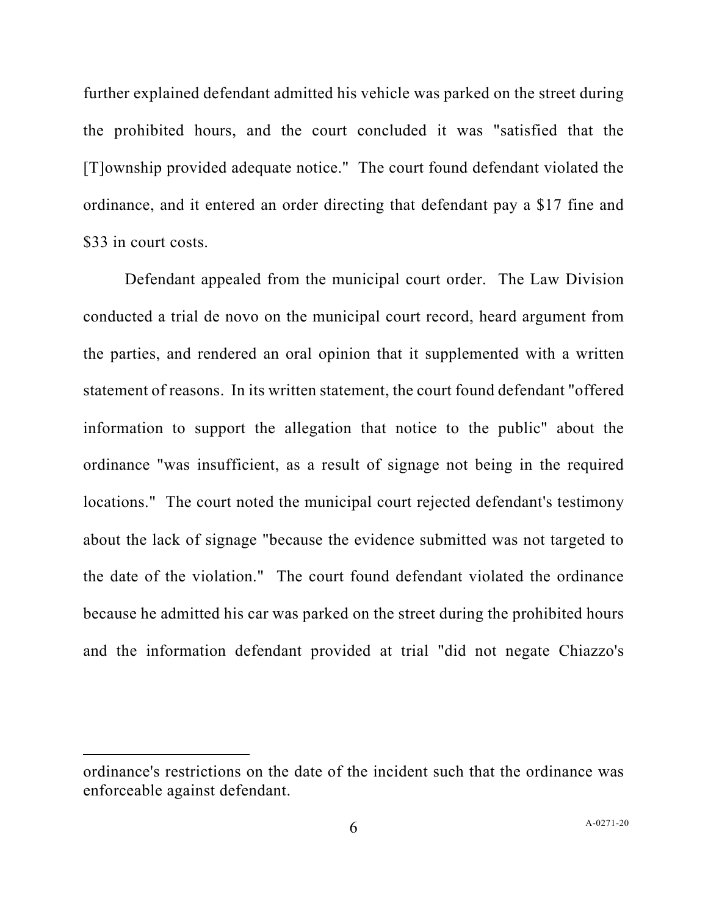further explained defendant admitted his vehicle was parked on the street during the prohibited hours, and the court concluded it was "satisfied that the [T]ownship provided adequate notice." The court found defendant violated the ordinance, and it entered an order directing that defendant pay a $17 fine and $33 in court costs.

Defendant appealed from the municipal court order. The Law Division conducted a trial de novo on the municipal court record, heard argument from the parties, and rendered an oral opinion that it supplemented with a written statement of reasons. In its written statement, the court found defendant "offered information to support the allegation that notice to the public" about the ordinance "was insufficient, as a result of signage not being in the required locations." The court noted the municipal court rejected defendant's testimony about the lack of signage "because the evidence submitted was not targeted to the date of the violation." The court found defendant violated the ordinance because he admitted his car was parked on the street during the prohibited hours and the information defendant provided at trial "did not negate Chiazzo's

---

ordinance's restrictions on the date of the incident such that the ordinance was enforceable against defendant.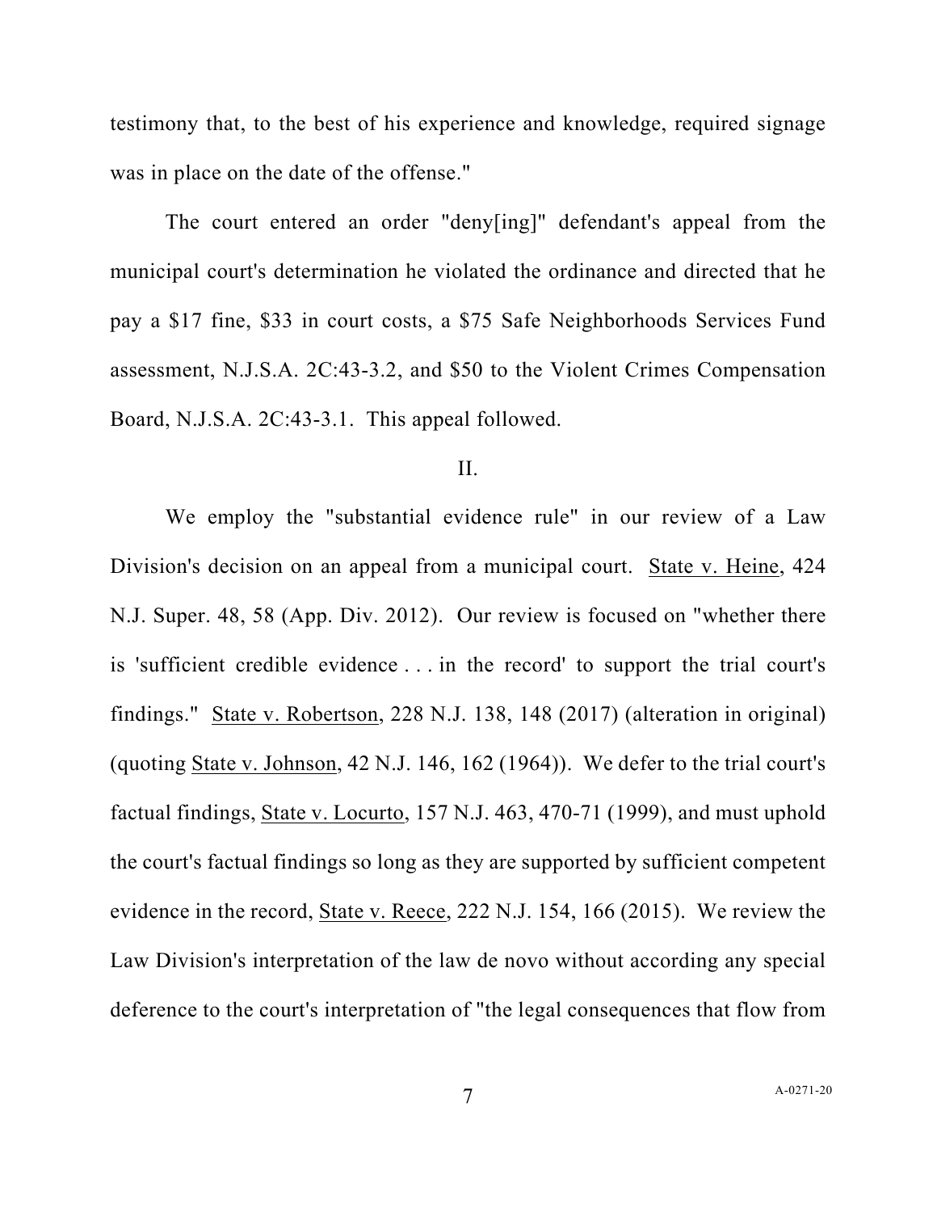testimony that, to the best of his experience and knowledge, required signage was in place on the date of the offense."

The court entered an order "deny[ing]" defendant's appeal from the municipal court's determination he violated the ordinance and directed that he pay a $17 fine, $33 in court costs, a $75 Safe Neighborhoods Services Fund assessment, N.J.S.A. 2C:43-3.2, and $50 to the Violent Crimes Compensation Board, N.J.S.A. 2C:43-3.1. This appeal followed.

II.

We employ the "substantial evidence rule" in our review of a Law Division's decision on an appeal from a municipal court. State v. Heine, 424 N.J. Super. 48, 58 (App. Div. 2012). Our review is focused on "whether there is 'sufficient credible evidence . . . in the record' to support the trial court's findings." State v. Robertson, 228 N.J. 138, 148 (2017) (alteration in original) (quoting State v. Johnson, 42 N.J. 146, 162 (1964)). We defer to the trial court's factual findings, State v. Locurto, 157 N.J. 463, 470-71 (1999), and must uphold the court's factual findings so long as they are supported by sufficient competent evidence in the record, State v. Reece, 222 N.J. 154, 166 (2015). We review the Law Division's interpretation of the law de novo without according any special deference to the court's interpretation of "the legal consequences that flow from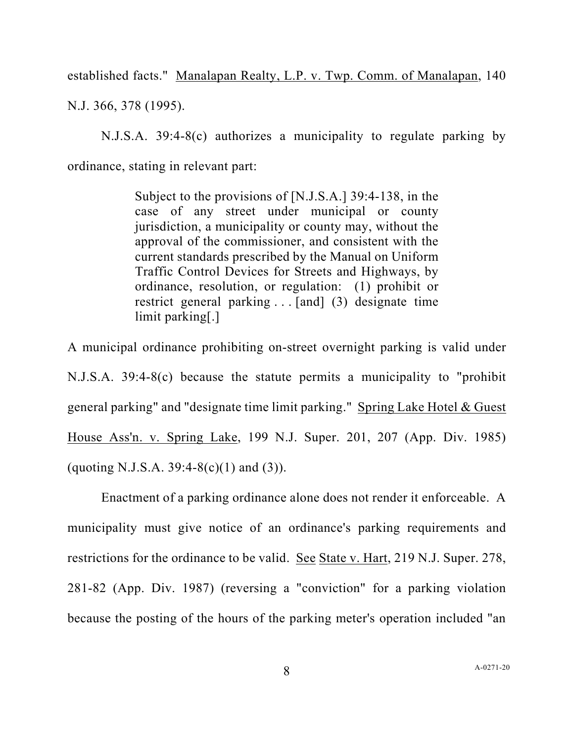established facts." Manalapan Realty, L.P. v. Twp. Comm. of Manalapan, 140 N.J. 366, 378 (1995).

N.J.S.A. 39:4-8(c) authorizes a municipality to regulate parking by ordinance, stating in relevant part:

> Subject to the provisions of [N.J.S.A.] 39:4-138, in the case of any street under municipal or county jurisdiction, a municipality or county may, without the approval of the commissioner, and consistent with the current standards prescribed by the Manual on Uniform Traffic Control Devices for Streets and Highways, by ordinance, resolution, or regulation: (1) prohibit or restrict general parking . . . [and] (3) designate time limit parking[.]

A municipal ordinance prohibiting on-street overnight parking is valid under N.J.S.A. 39:4-8(c) because the statute permits a municipality to "prohibit general parking" and "designate time limit parking." Spring Lake Hotel & Guest House Ass'n. v. Spring Lake, 199 N.J. Super. 201, 207 (App. Div. 1985) (quoting N.J.S.A. 39:4-8(c)(1) and (3)).

Enactment of a parking ordinance alone does not render it enforceable. A municipality must give notice of an ordinance's parking requirements and restrictions for the ordinance to be valid. See State v. Hart, 219 N.J. Super. 278, 281-82 (App. Div. 1987) (reversing a "conviction" for a parking violation because the posting of the hours of the parking meter's operation included "an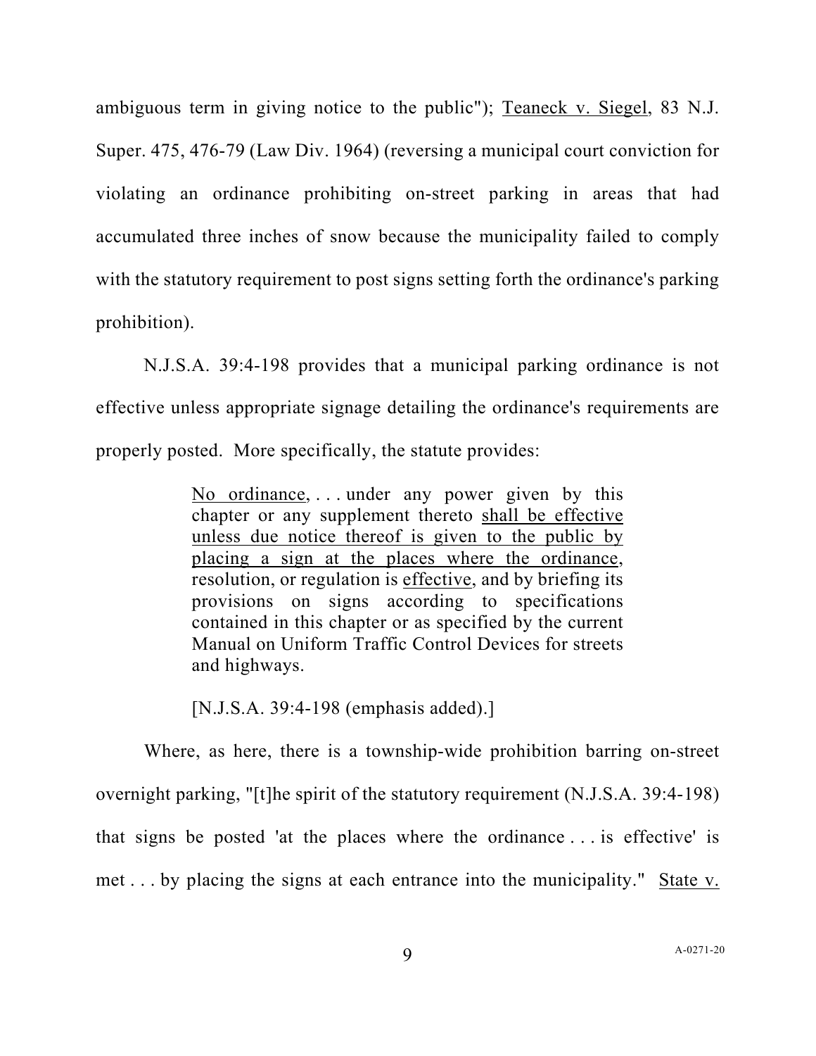ambiguous term in giving notice to the public"); Teaneck v. Siegel, 83 N.J. Super. 475, 476-79 (Law Div. 1964) (reversing a municipal court conviction for violating an ordinance prohibiting on-street parking in areas that had accumulated three inches of snow because the municipality failed to comply with the statutory requirement to post signs setting forth the ordinance's parking prohibition).

N.J.S.A. 39:4-198 provides that a municipal parking ordinance is not effective unless appropriate signage detailing the ordinance's requirements are properly posted. More specifically, the statute provides:

> No ordinance, . . . under any power given by this chapter or any supplement thereto shall be effective unless due notice thereof is given to the public by placing a sign at the places where the ordinance, resolution, or regulation is effective, and by briefing its provisions on signs according to specifications contained in this chapter or as specified by the current Manual on Uniform Traffic Control Devices for streets and highways.
>
> [N.J.S.A. 39:4-198 (emphasis added).]

Where, as here, there is a township-wide prohibition barring on-street overnight parking, "[t]he spirit of the statutory requirement (N.J.S.A. 39:4-198) that signs be posted 'at the places where the ordinance . . . is effective' is met . . . by placing the signs at each entrance into the municipality." State v.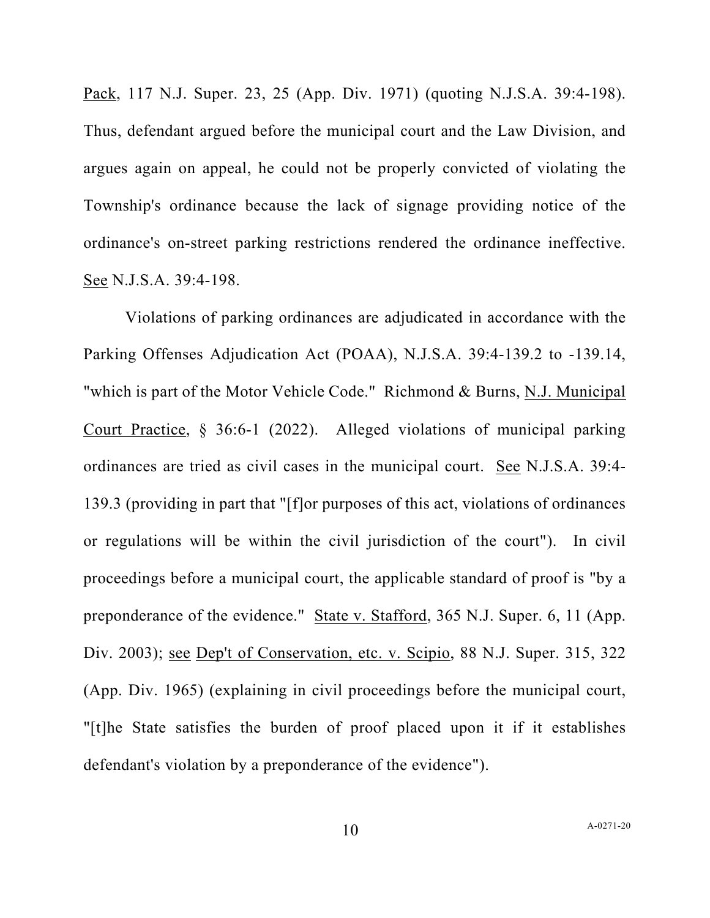Pack, 117 N.J. Super. 23, 25 (App. Div. 1971) (quoting N.J.S.A. 39:4-198). Thus, defendant argued before the municipal court and the Law Division, and argues again on appeal, he could not be properly convicted of violating the Township's ordinance because the lack of signage providing notice of the ordinance's on-street parking restrictions rendered the ordinance ineffective. See N.J.S.A. 39:4-198.

Violations of parking ordinances are adjudicated in accordance with the Parking Offenses Adjudication Act (POAA), N.J.S.A. 39:4-139.2 to -139.14, "which is part of the Motor Vehicle Code." Richmond & Burns, N.J. Municipal Court Practice, § 36:6-1 (2022). Alleged violations of municipal parking ordinances are tried as civil cases in the municipal court. See N.J.S.A. 39:4-139.3 (providing in part that "[f]or purposes of this act, violations of ordinances or regulations will be within the civil jurisdiction of the court"). In civil proceedings before a municipal court, the applicable standard of proof is "by a preponderance of the evidence." State v. Stafford, 365 N.J. Super. 6, 11 (App. Div. 2003); see Dep't of Conservation, etc. v. Scipio, 88 N.J. Super. 315, 322 (App. Div. 1965) (explaining in civil proceedings before the municipal court, "[t]he State satisfies the burden of proof placed upon it if it establishes defendant's violation by a preponderance of the evidence").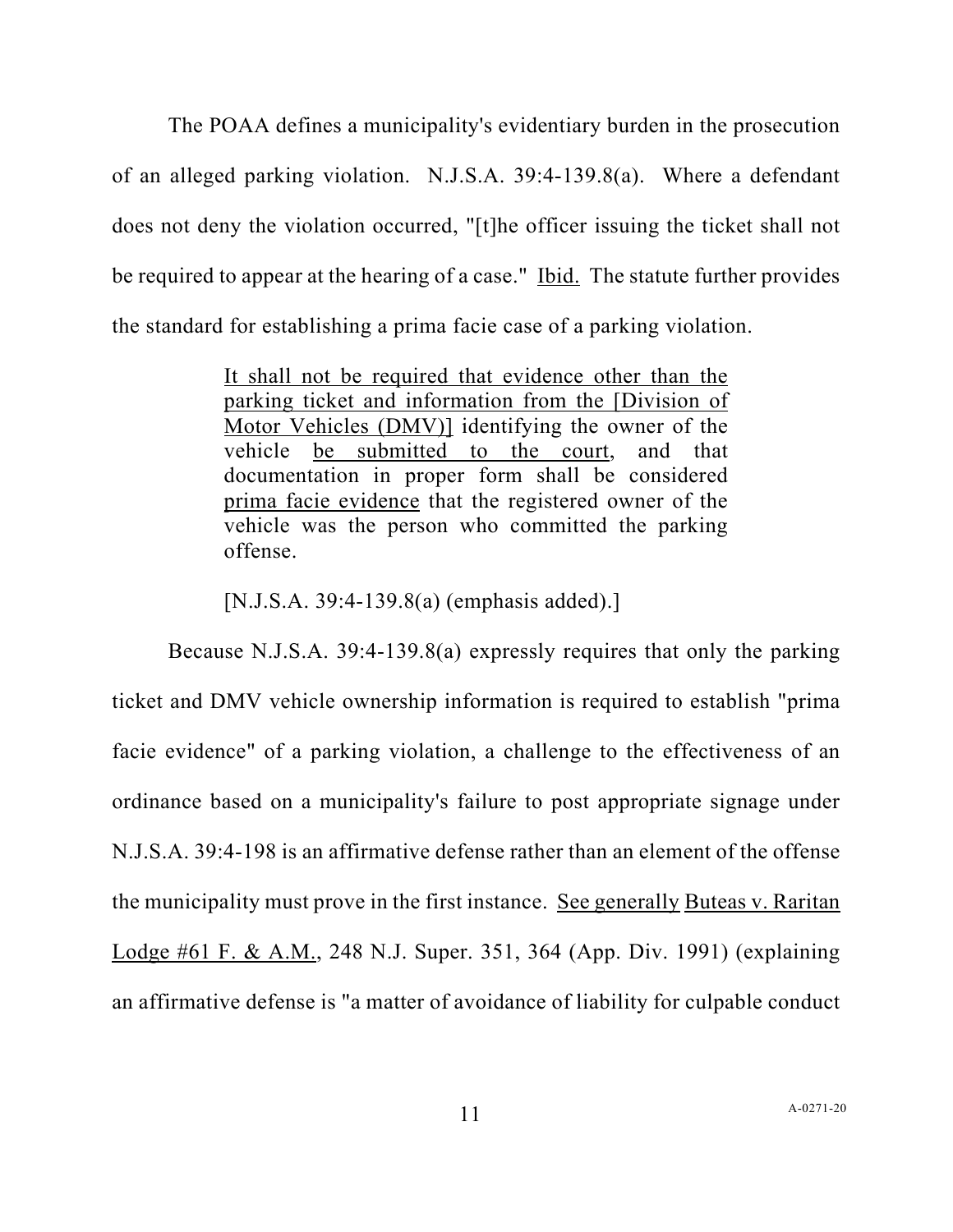The POAA defines a municipality's evidentiary burden in the prosecution of an alleged parking violation. N.J.S.A. 39:4-139.8(a). Where a defendant does not deny the violation occurred, "[t]he officer issuing the ticket shall not be required to appear at the hearing of a case." Ibid. The statute further provides the standard for establishing a prima facie case of a parking violation.

> It shall not be required that evidence other than the parking ticket and information from the [Division of Motor Vehicles (DMV)] identifying the owner of the vehicle be submitted to the court, and that documentation in proper form shall be considered prima facie evidence that the registered owner of the vehicle was the person who committed the parking offense.
>
> [N.J.S.A. 39:4-139.8(a) (emphasis added).]

Because N.J.S.A. 39:4-139.8(a) expressly requires that only the parking ticket and DMV vehicle ownership information is required to establish "prima facie evidence" of a parking violation, a challenge to the effectiveness of an ordinance based on a municipality's failure to post appropriate signage under N.J.S.A. 39:4-198 is an affirmative defense rather than an element of the offense the municipality must prove in the first instance. See generally Buteas v. Raritan Lodge #61 F. & A.M., 248 N.J. Super. 351, 364 (App. Div. 1991) (explaining an affirmative defense is "a matter of avoidance of liability for culpable conduct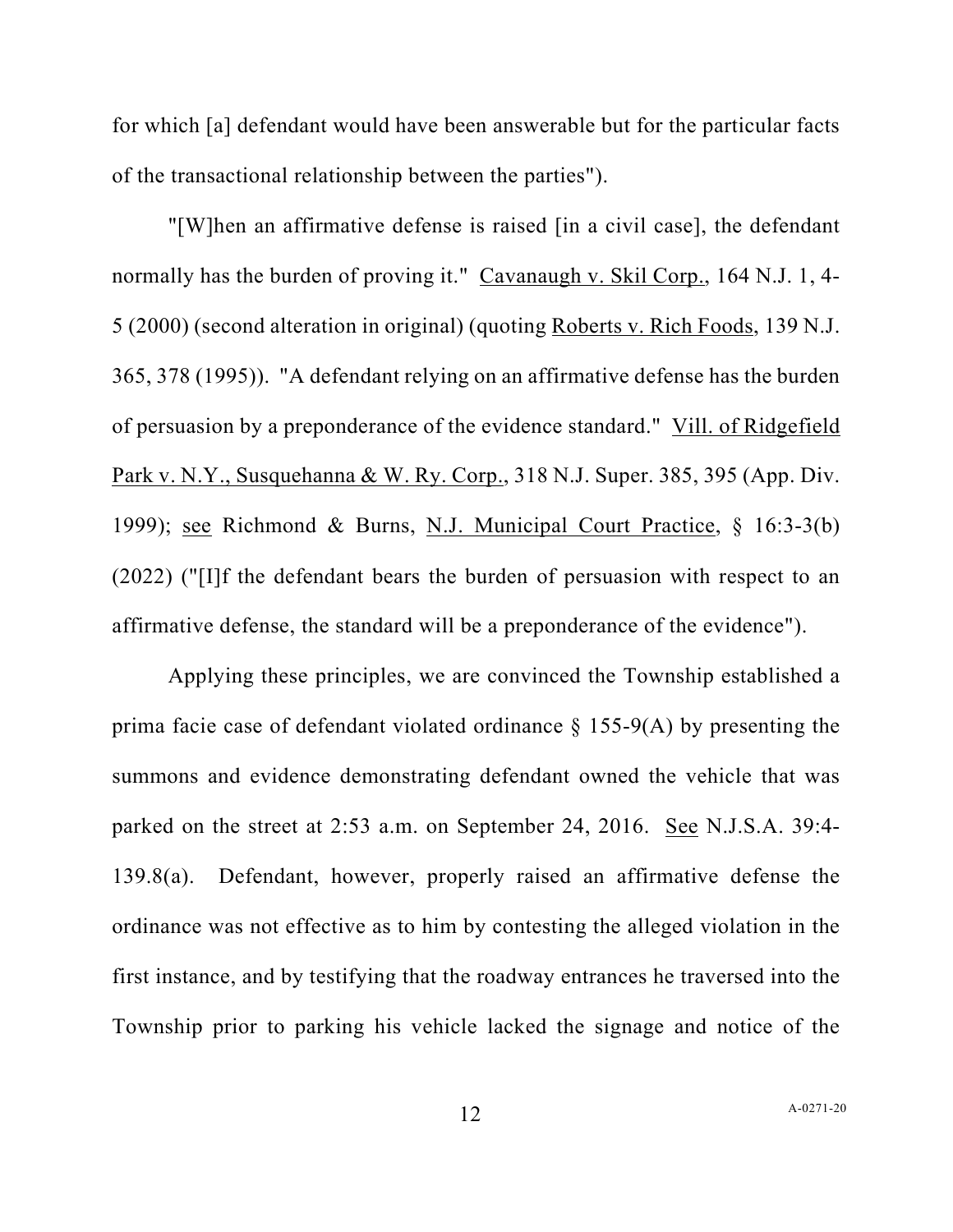for which [a] defendant would have been answerable but for the particular facts of the transactional relationship between the parties").

"[W]hen an affirmative defense is raised [in a civil case], the defendant normally has the burden of proving it." Cavanaugh v. Skil Corp., 164 N.J. 1, 4-5 (2000) (second alteration in original) (quoting Roberts v. Rich Foods, 139 N.J. 365, 378 (1995)). "A defendant relying on an affirmative defense has the burden of persuasion by a preponderance of the evidence standard." Vill. of Ridgefield Park v. N.Y., Susquehanna & W. Ry. Corp., 318 N.J. Super. 385, 395 (App. Div. 1999); see Richmond & Burns, N.J. Municipal Court Practice, § 16:3-3(b) (2022) ("[I]f the defendant bears the burden of persuasion with respect to an affirmative defense, the standard will be a preponderance of the evidence").

Applying these principles, we are convinced the Township established a prima facie case of defendant violated ordinance § 155-9(A) by presenting the summons and evidence demonstrating defendant owned the vehicle that was parked on the street at 2:53 a.m. on September 24, 2016. See N.J.S.A. 39:4-139.8(a). Defendant, however, properly raised an affirmative defense the ordinance was not effective as to him by contesting the alleged violation in the first instance, and by testifying that the roadway entrances he traversed into the Township prior to parking his vehicle lacked the signage and notice of the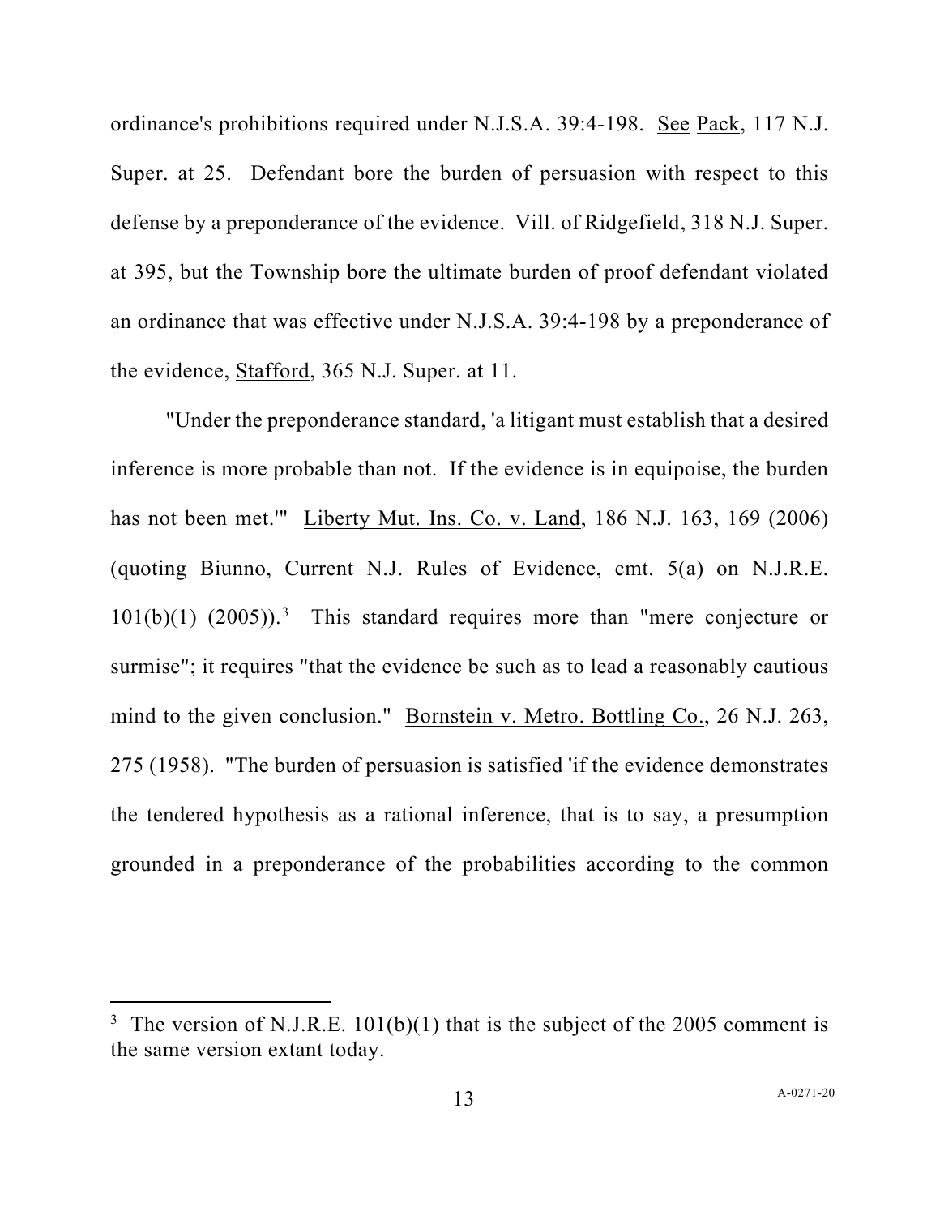ordinance's prohibitions required under N.J.S.A. 39:4-198. See Pack, 117 N.J. Super. at 25. Defendant bore the burden of persuasion with respect to this defense by a preponderance of the evidence. Vill. of Ridgefield, 318 N.J. Super. at 395, but the Township bore the ultimate burden of proof defendant violated an ordinance that was effective under N.J.S.A. 39:4-198 by a preponderance of the evidence, Stafford, 365 N.J. Super. at 11.

"Under the preponderance standard, 'a litigant must establish that a desired inference is more probable than not. If the evidence is in equipoise, the burden has not been met.'" Liberty Mut. Ins. Co. v. Land, 186 N.J. 163, 169 (2006) (quoting Biunno, Current N.J. Rules of Evidence, cmt. 5(a) on N.J.R.E. 101(b)(1) (2005)).[3] This standard requires more than "mere conjecture or surmise"; it requires "that the evidence be such as to lead a reasonably cautious mind to the given conclusion." Bornstein v. Metro. Bottling Co., 26 N.J. 263, 275 (1958). "The burden of persuasion is satisfied 'if the evidence demonstrates the tendered hypothesis as a rational inference, that is to say, a presumption grounded in a preponderance of the probabilities according to the common

---

[3] The version of N.J.R.E. 101(b)(1) that is the subject of the 2005 comment is the same version extant today.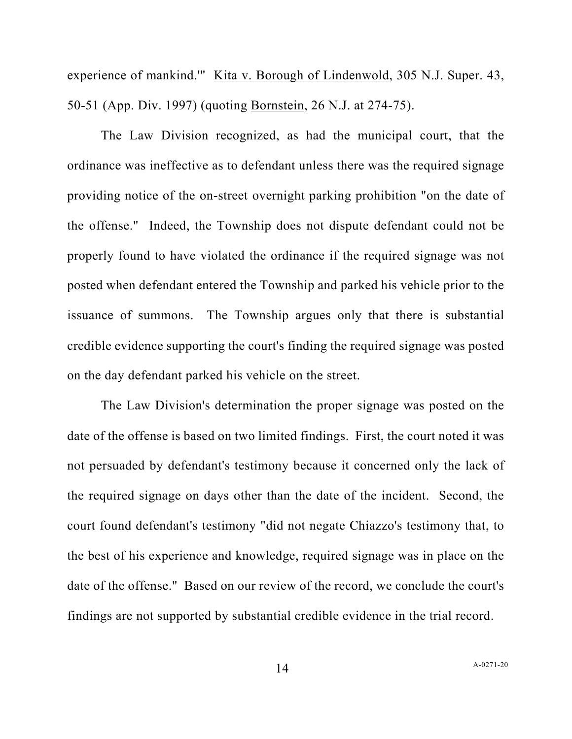experience of mankind.'" Kita v. Borough of Lindenwold, 305 N.J. Super. 43, 50-51 (App. Div. 1997) (quoting Bornstein, 26 N.J. at 274-75).

The Law Division recognized, as had the municipal court, that the ordinance was ineffective as to defendant unless there was the required signage providing notice of the on-street overnight parking prohibition "on the date of the offense." Indeed, the Township does not dispute defendant could not be properly found to have violated the ordinance if the required signage was not posted when defendant entered the Township and parked his vehicle prior to the issuance of summons. The Township argues only that there is substantial credible evidence supporting the court's finding the required signage was posted on the day defendant parked his vehicle on the street.

The Law Division's determination the proper signage was posted on the date of the offense is based on two limited findings. First, the court noted it was not persuaded by defendant's testimony because it concerned only the lack of the required signage on days other than the date of the incident. Second, the court found defendant's testimony "did not negate Chiazzo's testimony that, to the best of his experience and knowledge, required signage was in place on the date of the offense." Based on our review of the record, we conclude the court's findings are not supported by substantial credible evidence in the trial record.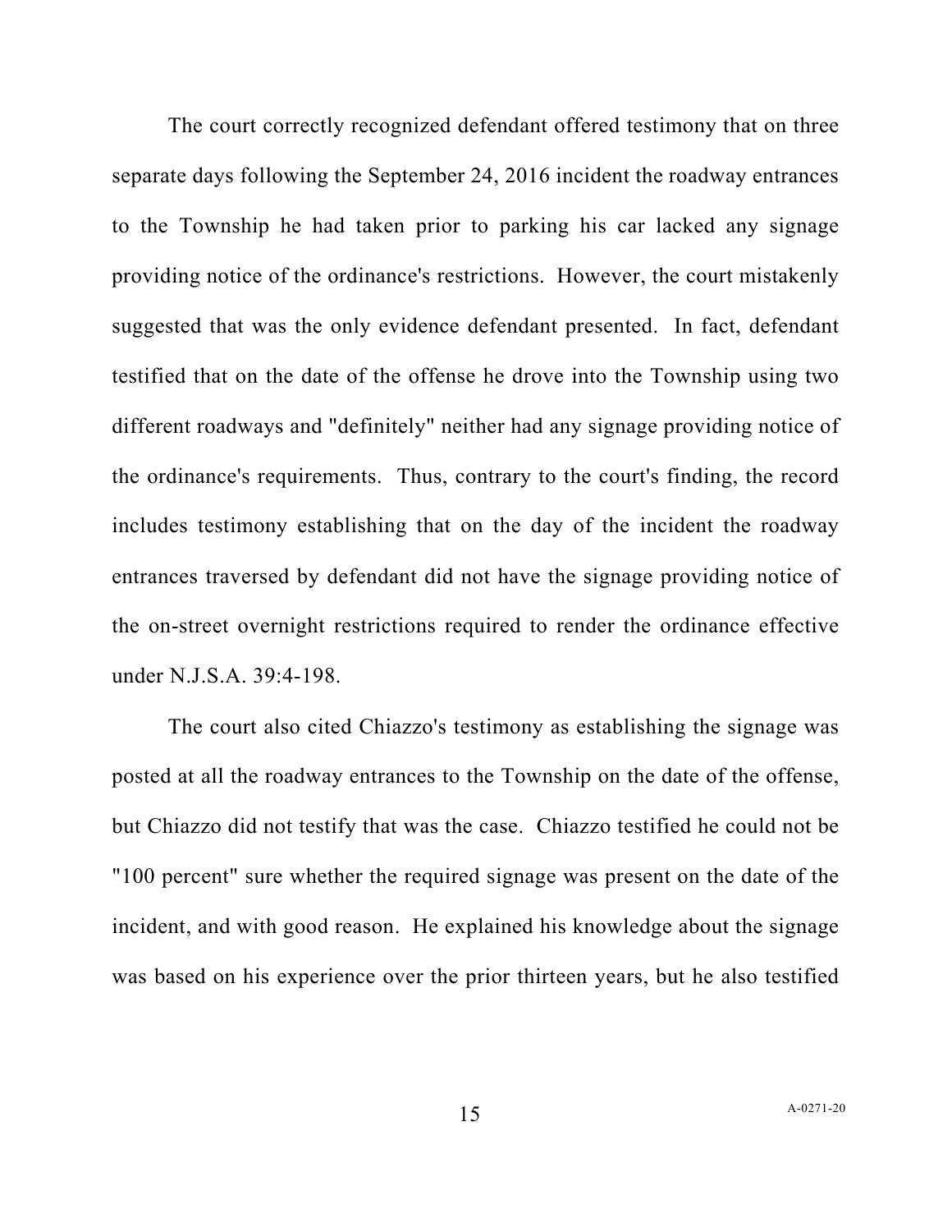The court correctly recognized defendant offered testimony that on three separate days following the September 24, 2016 incident the roadway entrances to the Township he had taken prior to parking his car lacked any signage providing notice of the ordinance's restrictions. However, the court mistakenly suggested that was the only evidence defendant presented. In fact, defendant testified that on the date of the offense he drove into the Township using two different roadways and "definitely" neither had any signage providing notice of the ordinance's requirements. Thus, contrary to the court's finding, the record includes testimony establishing that on the day of the incident the roadway entrances traversed by defendant did not have the signage providing notice of the on-street overnight restrictions required to render the ordinance effective under N.J.S.A. 39:4-198.

The court also cited Chiazzo's testimony as establishing the signage was posted at all the roadway entrances to the Township on the date of the offense, but Chiazzo did not testify that was the case. Chiazzo testified he could not be "100 percent" sure whether the required signage was present on the date of the incident, and with good reason. He explained his knowledge about the signage was based on his experience over the prior thirteen years, but he also testified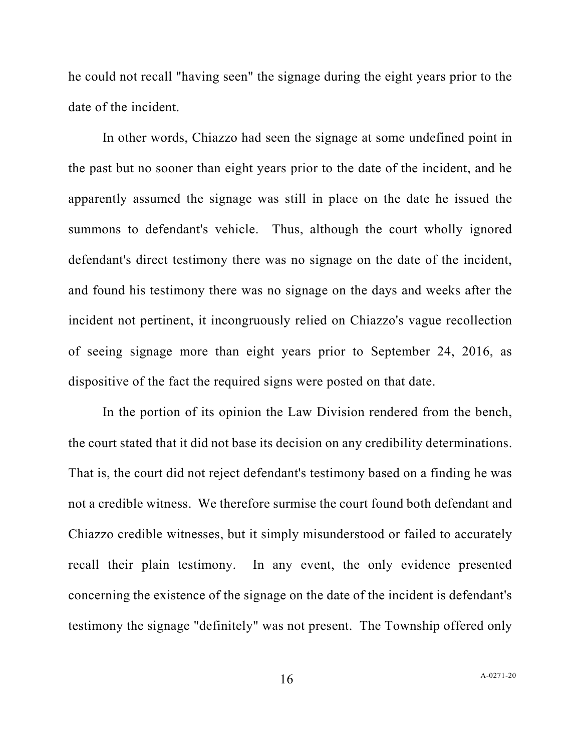he could not recall "having seen" the signage during the eight years prior to the date of the incident.

In other words, Chiazzo had seen the signage at some undefined point in the past but no sooner than eight years prior to the date of the incident, and he apparently assumed the signage was still in place on the date he issued the summons to defendant's vehicle. Thus, although the court wholly ignored defendant's direct testimony there was no signage on the date of the incident, and found his testimony there was no signage on the days and weeks after the incident not pertinent, it incongruously relied on Chiazzo's vague recollection of seeing signage more than eight years prior to September 24, 2016, as dispositive of the fact the required signs were posted on that date.

In the portion of its opinion the Law Division rendered from the bench, the court stated that it did not base its decision on any credibility determinations. That is, the court did not reject defendant's testimony based on a finding he was not a credible witness. We therefore surmise the court found both defendant and Chiazzo credible witnesses, but it simply misunderstood or failed to accurately recall their plain testimony. In any event, the only evidence presented concerning the existence of the signage on the date of the incident is defendant's testimony the signage "definitely" was not present. The Township offered only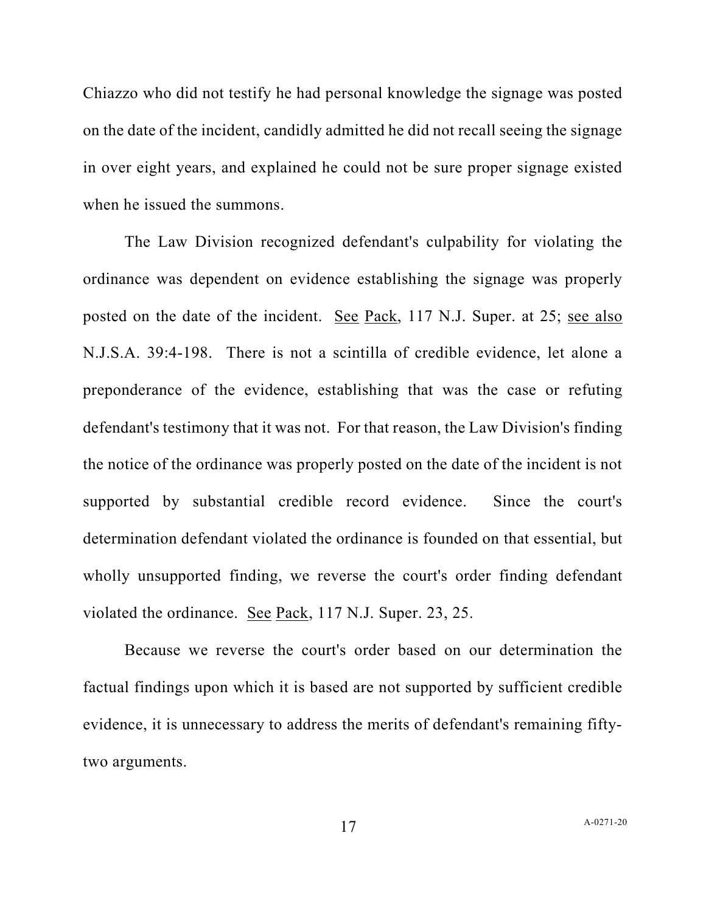Chiazzo who did not testify he had personal knowledge the signage was posted on the date of the incident, candidly admitted he did not recall seeing the signage in over eight years, and explained he could not be sure proper signage existed when he issued the summons.

The Law Division recognized defendant's culpability for violating the ordinance was dependent on evidence establishing the signage was properly posted on the date of the incident. See Pack, 117 N.J. Super. at 25; see also N.J.S.A. 39:4-198. There is not a scintilla of credible evidence, let alone a preponderance of the evidence, establishing that was the case or refuting defendant's testimony that it was not. For that reason, the Law Division's finding the notice of the ordinance was properly posted on the date of the incident is not supported by substantial credible record evidence. Since the court's determination defendant violated the ordinance is founded on that essential, but wholly unsupported finding, we reverse the court's order finding defendant violated the ordinance. See Pack, 117 N.J. Super. 23, 25.

Because we reverse the court's order based on our determination the factual findings upon which it is based are not supported by sufficient credible evidence, it is unnecessary to address the merits of defendant's remaining fifty-two arguments.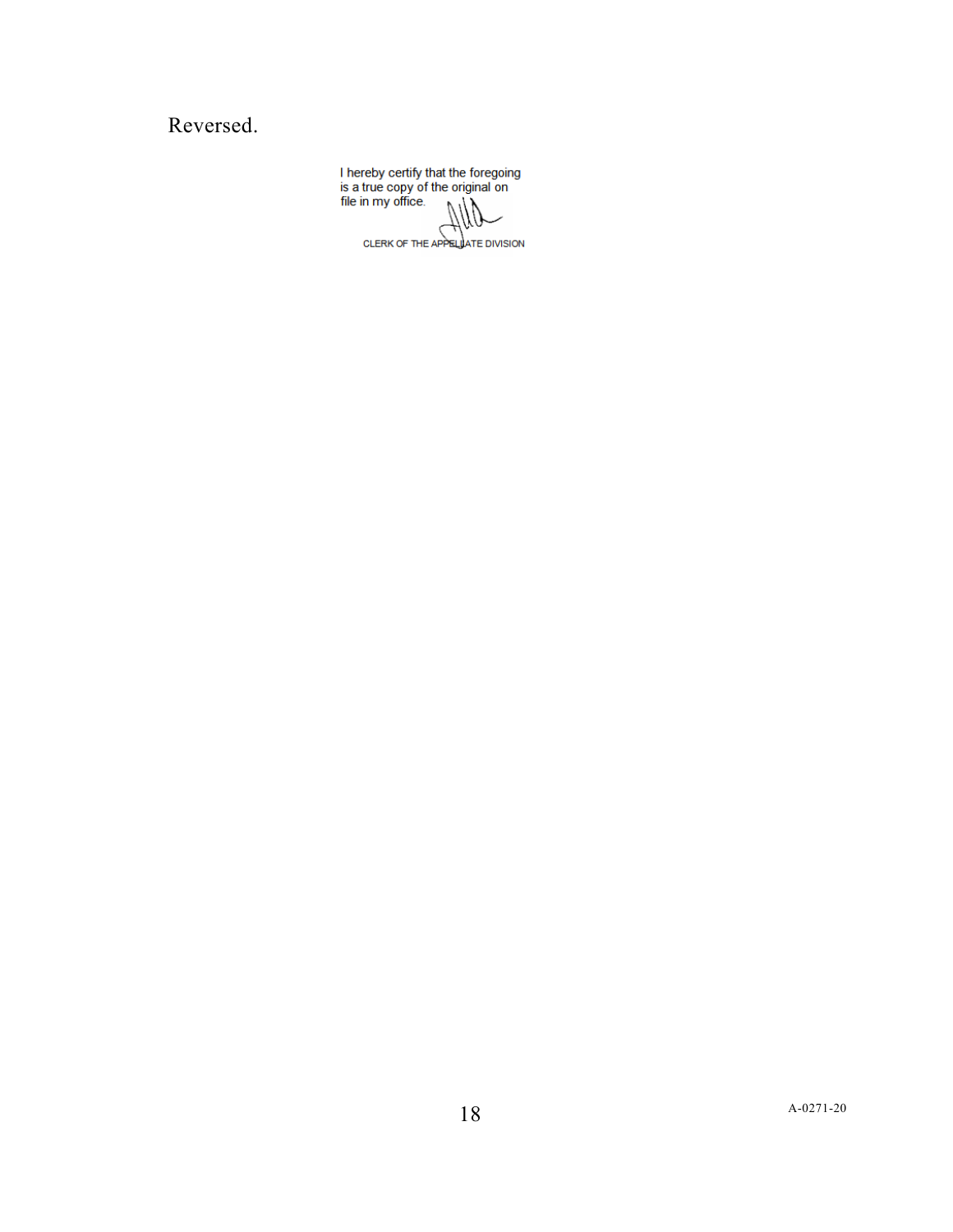Reversed.

I hereby certify that the foregoing is a true copy of the original on file in my office.

CLERK OF THE APPELLATE DIVISION